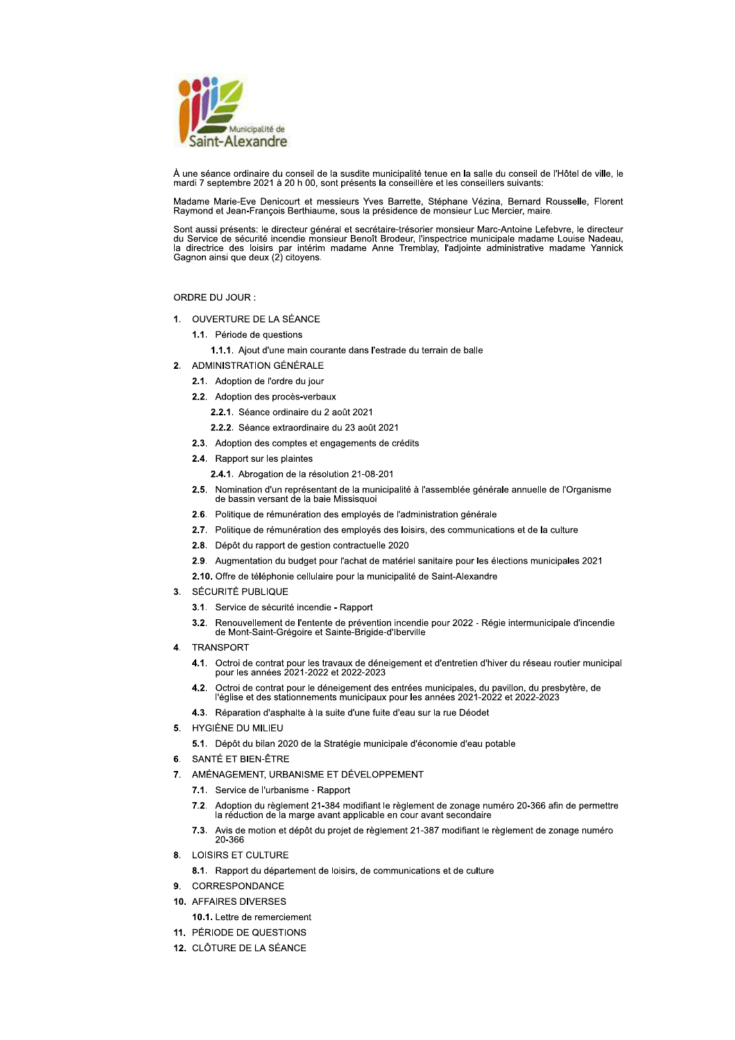Municipalité de Saint-Alexandre

À une séance ordinaire du conseil de la susdite municipalité tenue en la salle du conseil de l'Hôtel de ville, le mardi 7 septembre 2021 à 20 h 00, sont présents la conseillère et les conseillers suivants:

Madame Marie-Eve Denicourt et messieurs Yves Barrette, Stéphane Vézina, Bernard Rousselle, Florent Raymond et Jean-François Berthiaume, sous la présidence de monsieur Luc Mercier, maire.

Sont aussi présents: le directeur général et secrétaire-trésorier monsieur Marc-Antoine Lefebvre, le directeur du Service de sécurité incendie monsieur Benoît Brodeur, l'inspectrice municipale madame Louise Nadeau, la directrice des loisirs par intérim madame Anne Tremblay, l'adjointe administrative madame Yannick Gagnon ainsi que deux (2) citoyens.

ORDRE DU JOUR :

1. OUVERTURE DE LA SÉANCE
   - 1.1. Période de questions
     - 1.1.1. Ajout d'une main courante dans l'estrade du terrain de balle
2. ADMINISTRATION GÉNÉRALE
   - 2.1. Adoption de l'ordre du jour
   - 2.2. Adoption des procès-verbaux
     - 2.2.1. Séance ordinaire du 2 août 2021
     - 2.2.2. Séance extraordinaire du 23 août 2021
   - 2.3. Adoption des comptes et engagements de crédits
   - 2.4. Rapport sur les plaintes
     - 2.4.1. Abrogation de la résolution 21-08-201
   - 2.5. Nomination d'un représentant de la municipalité à l'assemblée générale annuelle de l'Organisme de bassin versant de la baie Missisquoi
   - 2.6. Politique de rémunération des employés de l'administration générale
   - 2.7. Politique de rémunération des employés des loisirs, des communications et de la culture
   - 2.8. Dépôt du rapport de gestion contractuelle 2020
   - 2.9. Augmentation du budget pour l'achat de matériel sanitaire pour les élections municipales 2021
   - 2.10. Offre de téléphonie cellulaire pour la municipalité de Saint-Alexandre
3. SÉCURITÉ PUBLIQUE
   - 3.1. Service de sécurité incendie - Rapport
   - 3.2. Renouvellement de l'entente de prévention incendie pour 2022 - Régie intermunicipale d'incendie de Mont-Saint-Grégoire et Sainte-Brigide-d'Iberville
4. TRANSPORT
   - 4.1. Octroi de contrat pour les travaux de déneigement et d'entretien d'hiver du réseau routier municipal pour les années 2021-2022 et 2022-2023
   - 4.2. Octroi de contrat pour le déneigement des entrées municipales, du pavillon, du presbytère, de l'église et des stationnements municipaux pour les années 2021-2022 et 2022-2023
   - 4.3. Réparation d'asphalte à la suite d'une fuite d'eau sur la rue Déodet
5. HYGIÈNE DU MILIEU
   - 5.1. Dépôt du bilan 2020 de la Stratégie municipale d'économie d'eau potable
6. SANTÉ ET BIEN-ÊTRE
7. AMÉNAGEMENT, URBANISME ET DÉVELOPPEMENT
   - 7.1. Service de l'urbanisme - Rapport
   - 7.2. Adoption du règlement 21-384 modifiant le règlement de zonage numéro 20-366 afin de permettre la réduction de la marge avant applicable en cour avant secondaire
   - 7.3. Avis de motion et dépôt du projet de règlement 21-387 modifiant le règlement de zonage numéro 20-366
8. LOISIRS ET CULTURE
   - 8.1. Rapport du département de loisirs, de communications et de culture
9. CORRESPONDANCE
10. AFFAIRES DIVERSES
    - 10.1. Lettre de remerciement
11. PÉRIODE DE QUESTIONS
12. CLÔTURE DE LA SÉANCE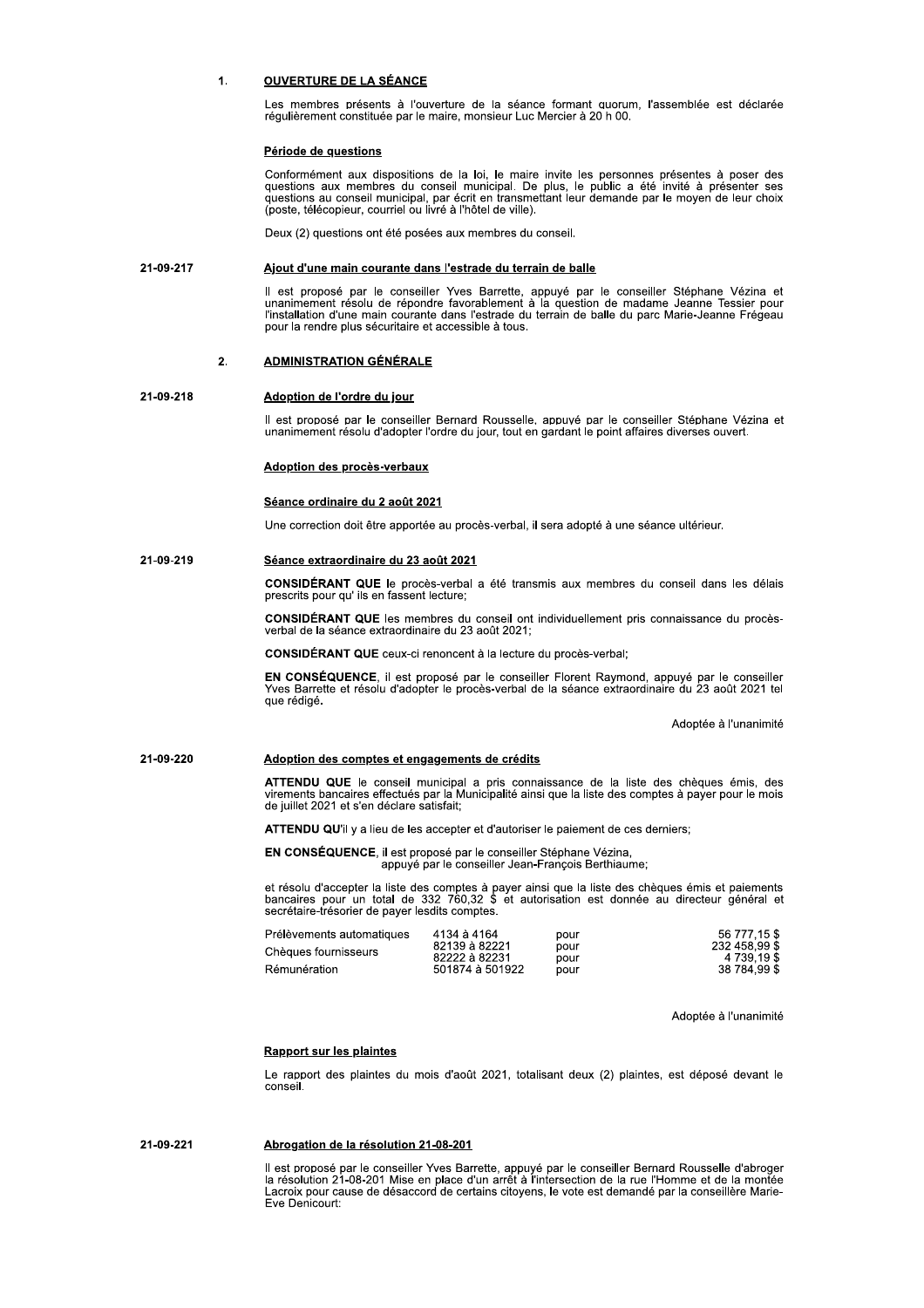## 1. OUVERTURE DE LA SÉANCE

Les membres présents à l'ouverture de la séance formant quorum, l'assemblée est déclarée régulièrement constituée par le maire, monsieur Luc Mercier à 20 h 00.

### Période de questions

Conformément aux dispositions de la loi, le maire invite les personnes présentes à poser des questions aux membres du conseil municipal. De plus, le public a été invité à présenter ses questions au conseil municipal, par écrit en transmettant leur demande par le moyen de leur choix (poste, télécopieur, courriel ou livré à l'hôtel de ville).

Deux (2) questions ont été posées aux membres du conseil.

**21-09-217**

### Ajout d'une main courante dans l'estrade du terrain de balle

Il est proposé par le conseiller Yves Barrette, appuyé par le conseiller Stéphane Vézina et unanimement résolu de répondre favorablement à la question de madame Jeanne Tessier pour l'installation d'une main courante dans l'estrade du terrain de balle du parc Marie-Jeanne Frégeau pour la rendre plus sécuritaire et accessible à tous.

## 2. ADMINISTRATION GÉNÉRALE

**21-09-218**

### Adoption de l'ordre du jour

Il est proposé par le conseiller Bernard Rousselle, appuyé par le conseiller Stéphane Vézina et unanimement résolu d'adopter l'ordre du jour, tout en gardant le point affaires diverses ouvert.

### Adoption des procès-verbaux

#### Séance ordinaire du 2 août 2021

Une correction doit être apportée au procès-verbal, il sera adopté à une séance ultérieur.

**21-09-219**

#### Séance extraordinaire du 23 août 2021

**CONSIDÉRANT QUE** le procès-verbal a été transmis aux membres du conseil dans les délais prescrits pour qu' ils en fassent lecture;

**CONSIDÉRANT QUE** les membres du conseil ont individuellement pris connaissance du procès-verbal de la séance extraordinaire du 23 août 2021;

**CONSIDÉRANT QUE** ceux-ci renoncent à la lecture du procès-verbal;

**EN CONSÉQUENCE**, il est proposé par le conseiller Florent Raymond, appuyé par le conseiller Yves Barrette et résolu d'adopter le procès-verbal de la séance extraordinaire du 23 août 2021 tel que rédigé.

Adoptée à l'unanimité

**21-09-220**

### Adoption des comptes et engagements de crédits

**ATTENDU QUE** le conseil municipal a pris connaissance de la liste des chèques émis, des virements bancaires effectués par la Municipalité ainsi que la liste des comptes à payer pour le mois de juillet 2021 et s'en déclare satisfait;

**ATTENDU QU'**il y a lieu de les accepter et d'autoriser le paiement de ces derniers;

**EN CONSÉQUENCE**, il est proposé par le conseiller Stéphane Vézina,
appuyé par le conseiller Jean-François Berthiaume;

et résolu d'accepter la liste des comptes à payer ainsi que la liste des chèques émis et paiements bancaires pour un total de 332 760,32 $ et autorisation est donnée au directeur général et secrétaire-trésorier de payer lesdits comptes.

| | | | |
|---|---|---|---|
| Prélèvements automatiques | 4134 à 4164 | pour | 56 777,15 $ |
| Chèques fournisseurs | 82139 à 82221 | pour | 232 458,99 $ |
| | 82222 à 82231 | pour | 4 739,19 $ |
| Rémunération | 501874 à 501922 | pour | 38 784,99 $ |

Adoptée à l'unanimité

### Rapport sur les plaintes

Le rapport des plaintes du mois d'août 2021, totalisant deux (2) plaintes, est déposé devant le conseil.

**21-09-221**

### Abrogation de la résolution 21-08-201

Il est proposé par le conseiller Yves Barrette, appuyé par le conseiller Bernard Rousselle d'abroger la résolution 21-08-201 Mise en place d'un arrêt à l'intersection de la rue l'Homme et de la montée Lacroix pour cause de désaccord de certains citoyens, le vote est demandé par la conseillère Marie-Eve Denicourt: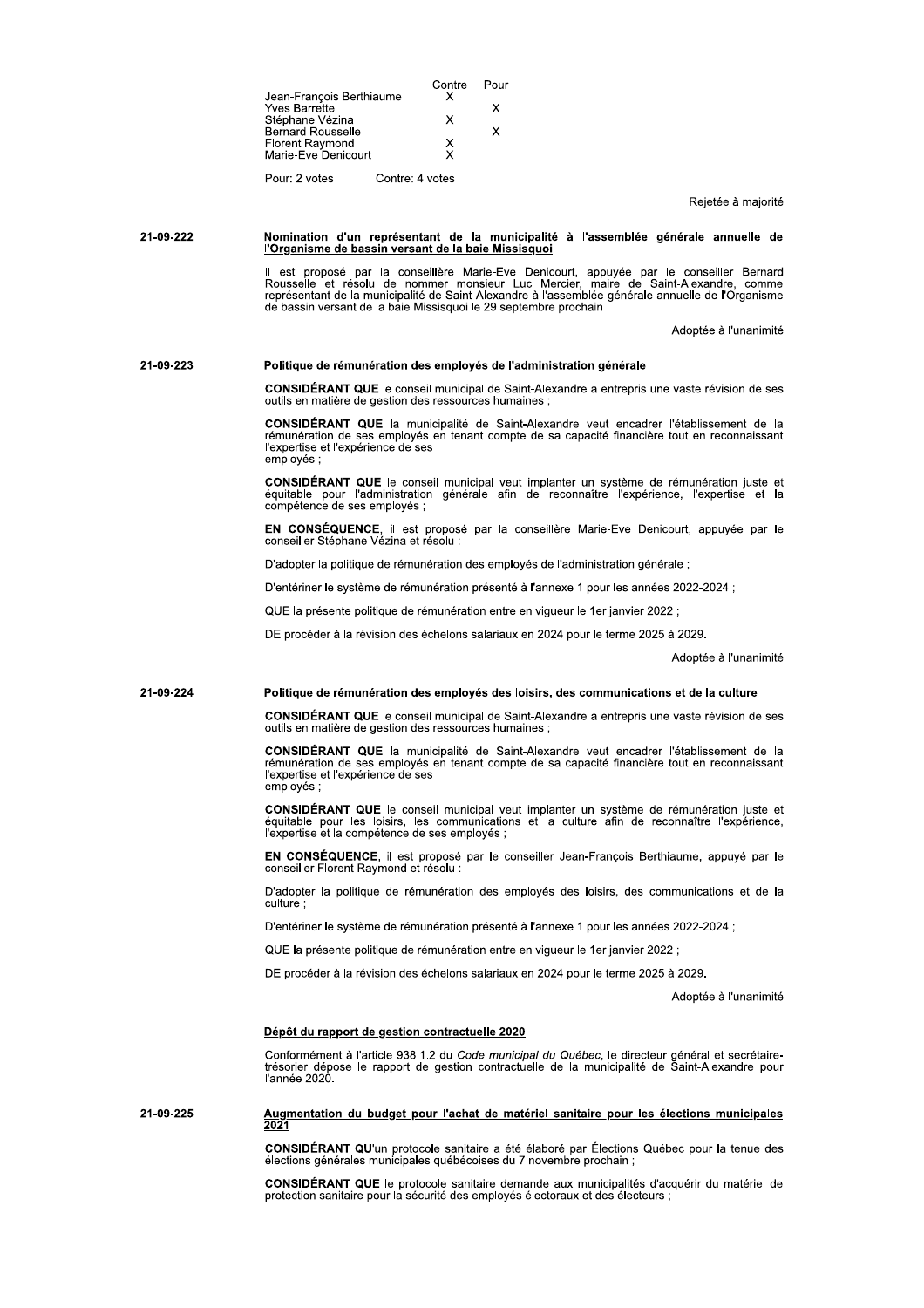| | Contre | Pour |
|---|---|---|
| Jean-François Berthiaume | X | |
| Yves Barrette | | X |
| Stéphane Vézina | X | |
| Bernard Rousselle | | X |
| Florent Raymond | X | |
| Marie-Eve Denicourt | X | |

Pour: 2 votes Contre: 4 votes

Rejetée à majorité

**21-09-222**

**Nomination d'un représentant de la municipalité à l'assemblée générale annuelle de l'Organisme de bassin versant de la baie Missisquoi**

Il est proposé par la conseillère Marie-Eve Denicourt, appuyée par le conseiller Bernard Rousselle et résolu de nommer monsieur Luc Mercier, maire de Saint-Alexandre, comme représentant de la municipalité de Saint-Alexandre à l'assemblée générale annuelle de l'Organisme de bassin versant de la baie Missisquoi le 29 septembre prochain.

Adoptée à l'unanimité

**21-09-223**

**Politique de rémunération des employés de l'administration générale**

**CONSIDÉRANT QUE** le conseil municipal de Saint-Alexandre a entrepris une vaste révision de ses outils en matière de gestion des ressources humaines ;

**CONSIDÉRANT QUE** la municipalité de Saint-Alexandre veut encadrer l'établissement de la rémunération de ses employés en tenant compte de sa capacité financière tout en reconnaissant l'expertise et l'expérience de ses employés ;

**CONSIDÉRANT QUE** le conseil municipal veut implanter un système de rémunération juste et équitable pour l'administration générale afin de reconnaître l'expérience, l'expertise et la compétence de ses employés ;

**EN CONSÉQUENCE**, il est proposé par la conseillère Marie-Eve Denicourt, appuyée par le conseiller Stéphane Vézina et résolu :

D'adopter la politique de rémunération des employés de l'administration générale ;

D'entériner le système de rémunération présenté à l'annexe 1 pour les années 2022-2024 ;

QUE la présente politique de rémunération entre en vigueur le 1er janvier 2022 ;

DE procéder à la révision des échelons salariaux en 2024 pour le terme 2025 à 2029.

Adoptée à l'unanimité

**21-09-224**

**Politique de rémunération des employés des loisirs, des communications et de la culture**

**CONSIDÉRANT QUE** le conseil municipal de Saint-Alexandre a entrepris une vaste révision de ses outils en matière de gestion des ressources humaines ;

**CONSIDÉRANT QUE** la municipalité de Saint-Alexandre veut encadrer l'établissement de la rémunération de ses employés en tenant compte de sa capacité financière tout en reconnaissant l'expertise et l'expérience de ses employés ;

**CONSIDÉRANT QUE** le conseil municipal veut implanter un système de rémunération juste et équitable pour les loisirs, les communications et la culture afin de reconnaître l'expérience, l'expertise et la compétence de ses employés ;

**EN CONSÉQUENCE**, il est proposé par le conseiller Jean-François Berthiaume, appuyé par le conseiller Florent Raymond et résolu :

D'adopter la politique de rémunération des employés des loisirs, des communications et de la culture ;

D'entériner le système de rémunération présenté à l'annexe 1 pour les années 2022-2024 ;

QUE la présente politique de rémunération entre en vigueur le 1er janvier 2022 ;

DE procéder à la révision des échelons salariaux en 2024 pour le terme 2025 à 2029.

Adoptée à l'unanimité

**Dépôt du rapport de gestion contractuelle 2020**

Conformément à l'article 938.1.2 du *Code municipal du Québec*, le directeur général et secrétaire-trésorier dépose le rapport de gestion contractuelle de la municipalité de Saint-Alexandre pour l'année 2020.

**21-09-225**

**Augmentation du budget pour l'achat de matériel sanitaire pour les élections municipales 2021**

**CONSIDÉRANT QU**'un protocole sanitaire a été élaboré par Élections Québec pour la tenue des élections générales municipales québécoises du 7 novembre prochain ;

**CONSIDÉRANT QUE** le protocole sanitaire demande aux municipalités d'acquérir du matériel de protection sanitaire pour la sécurité des employés électoraux et des électeurs ;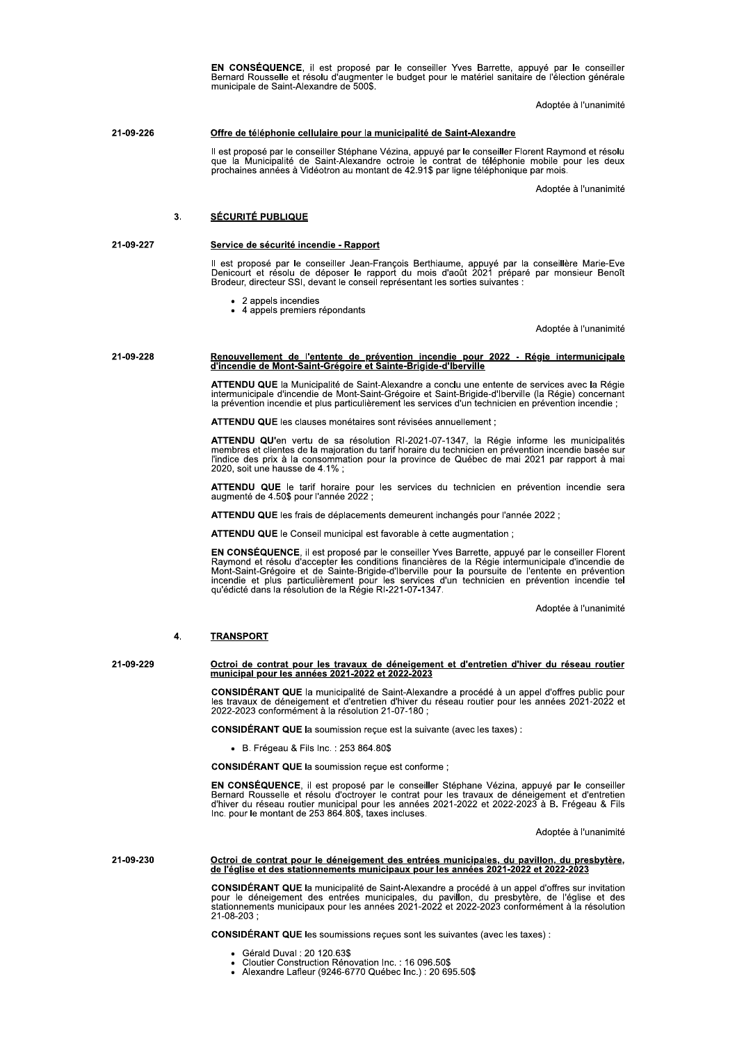**EN CONSÉQUENCE**, il est proposé par le conseiller Yves Barrette, appuyé par le conseiller Bernard Rousselle et résolu d'augmenter le budget pour le matériel sanitaire de l'élection générale municipale de Saint-Alexandre de 500$.

Adoptée à l'unanimité

**21-09-226**

**Offre de téléphonie cellulaire pour la municipalité de Saint-Alexandre**

Il est proposé par le conseiller Stéphane Vézina, appuyé par le conseiller Florent Raymond et résolu que la Municipalité de Saint-Alexandre octroie le contrat de téléphonie mobile pour les deux prochaines années à Vidéotron au montant de 42.91$ par ligne téléphonique par mois.

Adoptée à l'unanimité

## 3. SÉCURITÉ PUBLIQUE

**21-09-227**

**Service de sécurité incendie - Rapport**

Il est proposé par le conseiller Jean-François Berthiaume, appuyé par la conseillère Marie-Eve Denicourt et résolu de déposer le rapport du mois d'août 2021 préparé par monsieur Benoît Brodeur, directeur SSI, devant le conseil représentant les sorties suivantes :

- 2 appels incendies
- 4 appels premiers répondants

Adoptée à l'unanimité

**21-09-228**

**Renouvellement de l'entente de prévention incendie pour 2022 - Régie intermunicipale d'incendie de Mont-Saint-Grégoire et Sainte-Brigide-d'Iberville**

**ATTENDU QUE** la Municipalité de Saint-Alexandre a conclu une entente de services avec la Régie intermunicipale d'incendie de Mont-Saint-Grégoire et Saint-Brigide-d'Iberville (la Régie) concernant la prévention incendie et plus particulièrement les services d'un technicien en prévention incendie ;

**ATTENDU QUE** les clauses monétaires sont révisées annuellement ;

**ATTENDU QU'**en vertu de sa résolution RI-2021-07-1347, la Régie informe les municipalités membres et clientes de la majoration du tarif horaire du technicien en prévention incendie basée sur l'indice des prix à la consommation pour la province de Québec de mai 2021 par rapport à mai 2020, soit une hausse de 4.1% ;

**ATTENDU QUE** le tarif horaire pour les services du technicien en prévention incendie sera augmenté de 4.50$ pour l'année 2022 ;

**ATTENDU QUE** les frais de déplacements demeurent inchangés pour l'année 2022 ;

**ATTENDU QUE** le Conseil municipal est favorable à cette augmentation ;

**EN CONSÉQUENCE**, il est proposé par le conseiller Yves Barrette, appuyé par le conseiller Florent Raymond et résolu d'accepter les conditions financières de la Régie intermunicipale d'incendie de Mont-Saint-Grégoire et de Sainte-Brigide-d'Iberville pour la poursuite de l'entente en prévention incendie et plus particulièrement pour les services d'un technicien en prévention incendie tel qu'édicté dans la résolution de la Régie RI-221-07-1347.

Adoptée à l'unanimité

## 4. TRANSPORT

**21-09-229**

**Octroi de contrat pour les travaux de déneigement et d'entretien d'hiver du réseau routier municipal pour les années 2021-2022 et 2022-2023**

**CONSIDÉRANT QUE** la municipalité de Saint-Alexandre a procédé à un appel d'offres public pour les travaux de déneigement et d'entretien d'hiver du réseau routier pour les années 2021-2022 et 2022-2023 conformément à la résolution 21-07-180 ;

**CONSIDÉRANT QUE** la soumission reçue est la suivante (avec les taxes) :

- B. Frégeau & Fils Inc. : 253 864.80$

**CONSIDÉRANT QUE** la soumission reçue est conforme ;

**EN CONSÉQUENCE**, il est proposé par le conseiller Stéphane Vézina, appuyé par le conseiller Bernard Rousselle et résolu d'octroyer le contrat pour les travaux de déneigement et d'entretien d'hiver du réseau routier municipal pour les années 2021-2022 et 2022-2023 à B. Frégeau & Fils Inc. pour le montant de 253 864.80$, taxes incluses.

Adoptée à l'unanimité

**21-09-230**

**Octroi de contrat pour le déneigement des entrées municipales, du pavillon, du presbytère, de l'église et des stationnements municipaux pour les années 2021-2022 et 2022-2023**

**CONSIDÉRANT QUE** la municipalité de Saint-Alexandre a procédé à un appel d'offres sur invitation pour le déneigement des entrées municipales, du pavillon, du presbytère, de l'église et des stationnements municipaux pour les années 2021-2022 et 2022-2023 conformément à la résolution 21-08-203 ;

**CONSIDÉRANT QUE** les soumissions reçues sont les suivantes (avec les taxes) :

- Gérald Duval : 20 120.63$
- Cloutier Construction Rénovation Inc. : 16 096.50$
- Alexandre Lafleur (9246-6770 Québec Inc.) : 20 695.50$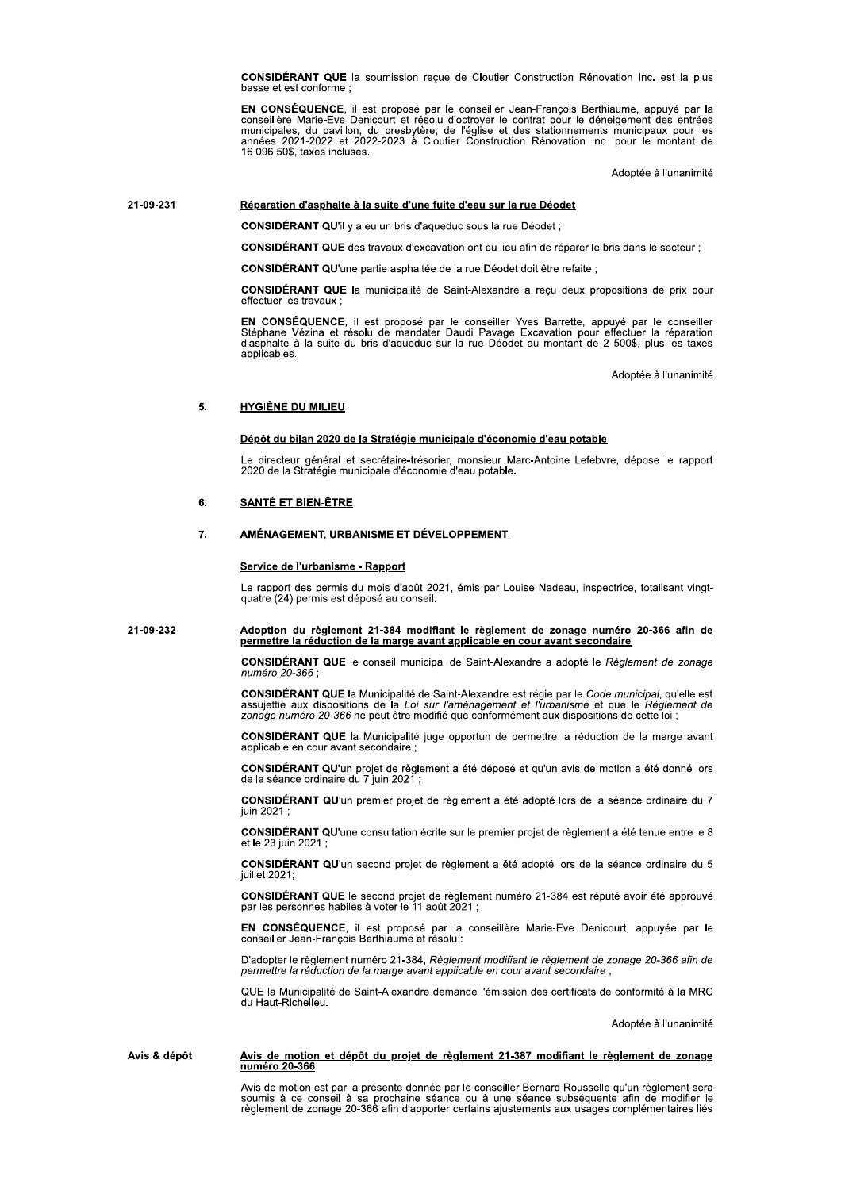**CONSIDÉRANT QUE** la soumission reçue de Cloutier Construction Rénovation Inc. est la plus basse et est conforme ;

**EN CONSÉQUENCE**, il est proposé par le conseiller Jean-François Berthiaume, appuyé par la conseillère Marie-Eve Denicourt et résolu d'octroyer le contrat pour le déneigement des entrées municipales, du pavillon, du presbytère, de l'église et des stationnements municipaux pour les années 2021-2022 et 2022-2023 à Cloutier Construction Rénovation Inc. pour le montant de 16 096.50$, taxes incluses.

Adoptée à l'unanimité

21-09-231

**Réparation d'asphalte à la suite d'une fuite d'eau sur la rue Déodet**

**CONSIDÉRANT QU'**il y a eu un bris d'aqueduc sous la rue Déodet ;

**CONSIDÉRANT QUE** des travaux d'excavation ont eu lieu afin de réparer le bris dans le secteur ;

**CONSIDÉRANT QU'**une partie asphaltée de la rue Déodet doit être refaite ;

**CONSIDÉRANT QUE** la municipalité de Saint-Alexandre a reçu deux propositions de prix pour effectuer les travaux ;

**EN CONSÉQUENCE**, il est proposé par le conseiller Yves Barrette, appuyé par le conseiller Stéphane Vézina et résolu de mandater Daudi Pavage Excavation pour effectuer la réparation d'asphalte à la suite du bris d'aqueduc sur la rue Déodet au montant de 2 500$, plus les taxes applicables.

Adoptée à l'unanimité

## 5. HYGIÈNE DU MILIEU

**Dépôt du bilan 2020 de la Stratégie municipale d'économie d'eau potable**

Le directeur général et secrétaire-trésorier, monsieur Marc-Antoine Lefebvre, dépose le rapport 2020 de la Stratégie municipale d'économie d'eau potable.

## 6. SANTÉ ET BIEN-ÊTRE

## 7. AMÉNAGEMENT, URBANISME ET DÉVELOPPEMENT

**Service de l'urbanisme - Rapport**

Le rapport des permis du mois d'août 2021, émis par Louise Nadeau, inspectrice, totalisant vingt-quatre (24) permis est déposé au conseil.

21-09-232

**Adoption du règlement 21-384 modifiant le règlement de zonage numéro 20-366 afin de permettre la réduction de la marge avant applicable en cour avant secondaire**

**CONSIDÉRANT QUE** le conseil municipal de Saint-Alexandre a adopté le *Règlement de zonage numéro 20-366* ;

**CONSIDÉRANT QUE** la Municipalité de Saint-Alexandre est régie par le *Code municipal*, qu'elle est assujettie aux dispositions de la *Loi sur l'aménagement et l'urbanisme* et que le *Règlement de zonage numéro 20-366* ne peut être modifié que conformément aux dispositions de cette loi ;

**CONSIDÉRANT QUE** la Municipalité juge opportun de permettre la réduction de la marge avant applicable en cour avant secondaire ;

**CONSIDÉRANT QU'**un projet de règlement a été déposé et qu'un avis de motion a été donné lors de la séance ordinaire du 7 juin 2021 ;

**CONSIDÉRANT QU'**un premier projet de règlement a été adopté lors de la séance ordinaire du 7 juin 2021 ;

**CONSIDÉRANT QU'**une consultation écrite sur le premier projet de règlement a été tenue entre le 8 et le 23 juin 2021 ;

**CONSIDÉRANT QU'**un second projet de règlement a été adopté lors de la séance ordinaire du 5 juillet 2021;

**CONSIDÉRANT QUE** le second projet de règlement numéro 21-384 est réputé avoir été approuvé par les personnes habiles à voter le 11 août 2021 ;

**EN CONSÉQUENCE**, il est proposé par la conseillère Marie-Eve Denicourt, appuyée par le conseiller Jean-François Berthiaume et résolu :

D'adopter le règlement numéro 21-384, *Règlement modifiant le règlement de zonage 20-366 afin de permettre la réduction de la marge avant applicable en cour avant secondaire* ;

QUE la Municipalité de Saint-Alexandre demande l'émission des certificats de conformité à la MRC du Haut-Richelieu.

Adoptée à l'unanimité

Avis & dépôt

**Avis de motion et dépôt du projet de règlement 21-387 modifiant le règlement de zonage numéro 20-366**

Avis de motion est par la présente donnée par le conseiller Bernard Rousselle qu'un règlement sera soumis à ce conseil à sa prochaine séance ou à une séance subséquente afin de modifier le règlement de zonage 20-366 afin d'apporter certains ajustements aux usages complémentaires liés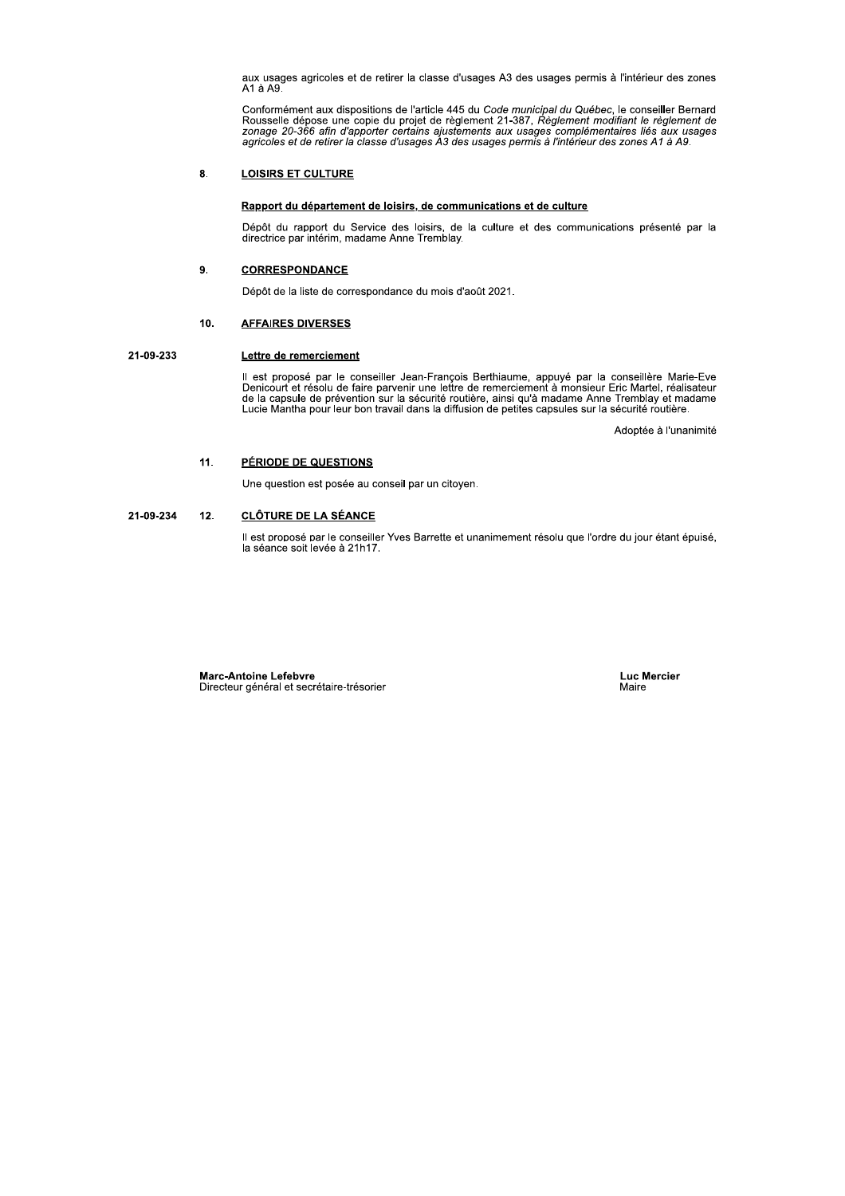aux usages agricoles et de retirer la classe d'usages A3 des usages permis à l'intérieur des zones A1 à A9.

Conformément aux dispositions de l'article 445 du *Code municipal du Québec*, le conseiller Bernard Rousselle dépose une copie du projet de règlement 21-387, *Règlement modifiant le règlement de zonage 20-366 afin d'apporter certains ajustements aux usages complémentaires liés aux usages agricoles et de retirer la classe d'usages A3 des usages permis à l'intérieur des zones A1 à A9.*

## 8. LOISIRS ET CULTURE

### Rapport du département de loisirs, de communications et de culture

Dépôt du rapport du Service des loisirs, de la culture et des communications présenté par la directrice par intérim, madame Anne Tremblay.

## 9. CORRESPONDANCE

Dépôt de la liste de correspondance du mois d'août 2021.

## 10. AFFAIRES DIVERSES

**21-09-233**

### Lettre de remerciement

Il est proposé par le conseiller Jean-François Berthiaume, appuyé par la conseillère Marie-Eve Denicourt et résolu de faire parvenir une lettre de remerciement à monsieur Eric Martel, réalisateur de la capsule de prévention sur la sécurité routière, ainsi qu'à madame Anne Tremblay et madame Lucie Mantha pour leur bon travail dans la diffusion de petites capsules sur la sécurité routière.

Adoptée à l'unanimité

## 11. PÉRIODE DE QUESTIONS

Une question est posée au conseil par un citoyen.

**21-09-234**

## 12. CLÔTURE DE LA SÉANCE

Il est proposé par le conseiller Yves Barrette et unanimement résolu que l'ordre du jour étant épuisé, la séance soit levée à 21h17.

**Marc-Antoine Lefebvre**
Directeur général et secrétaire-trésorier

**Luc Mercier**
Maire